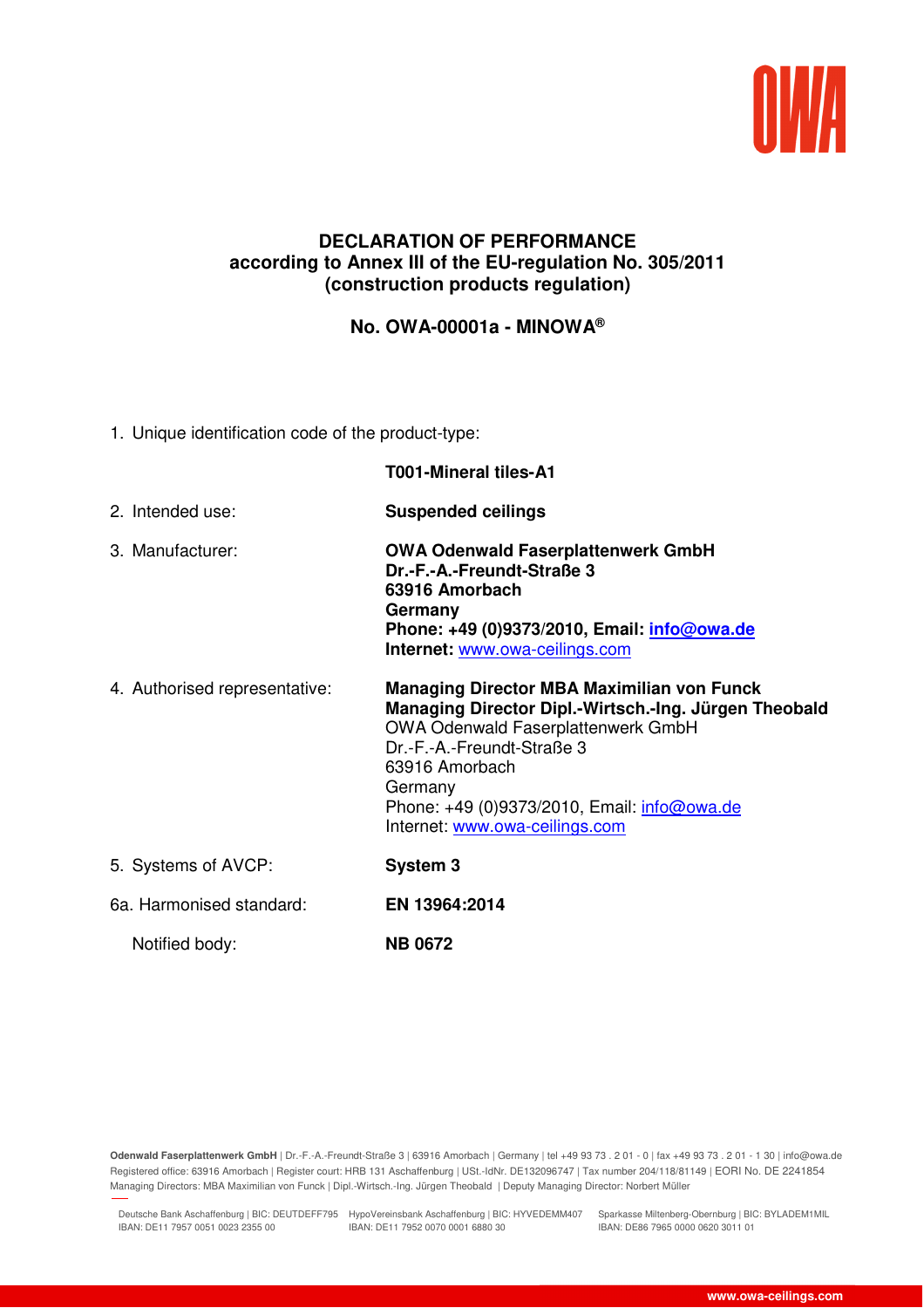# DECLARATION OF PERFORMANCE
## according to Annex III of the EU-regulation No. 305/2011 (construction products regulation)

### No. OWA-00001a - MINOWA®

1. Unique identification code of the product-type:

   **T001-Mineral tiles-A1**

2. Intended use: **Suspended ceilings**

3. Manufacturer:
   **OWA Odenwald Faserplattenwerk GmbH**
   **Dr.-F.-A.-Freundt-Straße 3**
   **63916 Amorbach**
   **Germany**
   **Phone: +49 (0)9373/2010, Email: info@owa.de**
   **Internet:** www.owa-ceilings.com

4. Authorised representative:
   **Managing Director MBA Maximilian von Funck**
   **Managing Director Dipl.-Wirtsch.-Ing. Jürgen Theobald**
   OWA Odenwald Faserplattenwerk GmbH
   Dr.-F.-A.-Freundt-Straße 3
   63916 Amorbach
   Germany
   Phone: +49 (0)9373/2010, Email: info@owa.de
   Internet: www.owa-ceilings.com

5. Systems of AVCP: **System 3**

6a. Harmonised standard: **EN 13964:2014**

   Notified body: **NB 0672**

**Odenwald Faserplattenwerk GmbH** | Dr.-F.-A.-Freundt-Straße 3 | 63916 Amorbach | Germany | tel +49 93 73 . 2 01 - 0 | fax +49 93 73 . 2 01 - 1 30 | info@owa.de
Registered office: 63916 Amorbach | Register court: HRB 131 Aschaffenburg | USt.-IdNr. DE132096747 | Tax number 204/118/81149 | EORI No. DE 2241854
Managing Directors: MBA Maximilian von Funck | Dipl.-Wirtsch.-Ing. Jürgen Theobald | Deputy Managing Director: Norbert Müller

Deutsche Bank Aschaffenburg | BIC: DEUTDEFF795
IBAN: DE11 7957 0051 0023 2355 00

HypoVereinsbank Aschaffenburg | BIC: HYVEDEMM407
IBAN: DE11 7952 0070 0001 6880 30

Sparkasse Miltenberg-Obernburg | BIC: BYLADEM1MIL
IBAN: DE86 7965 0000 0620 3011 01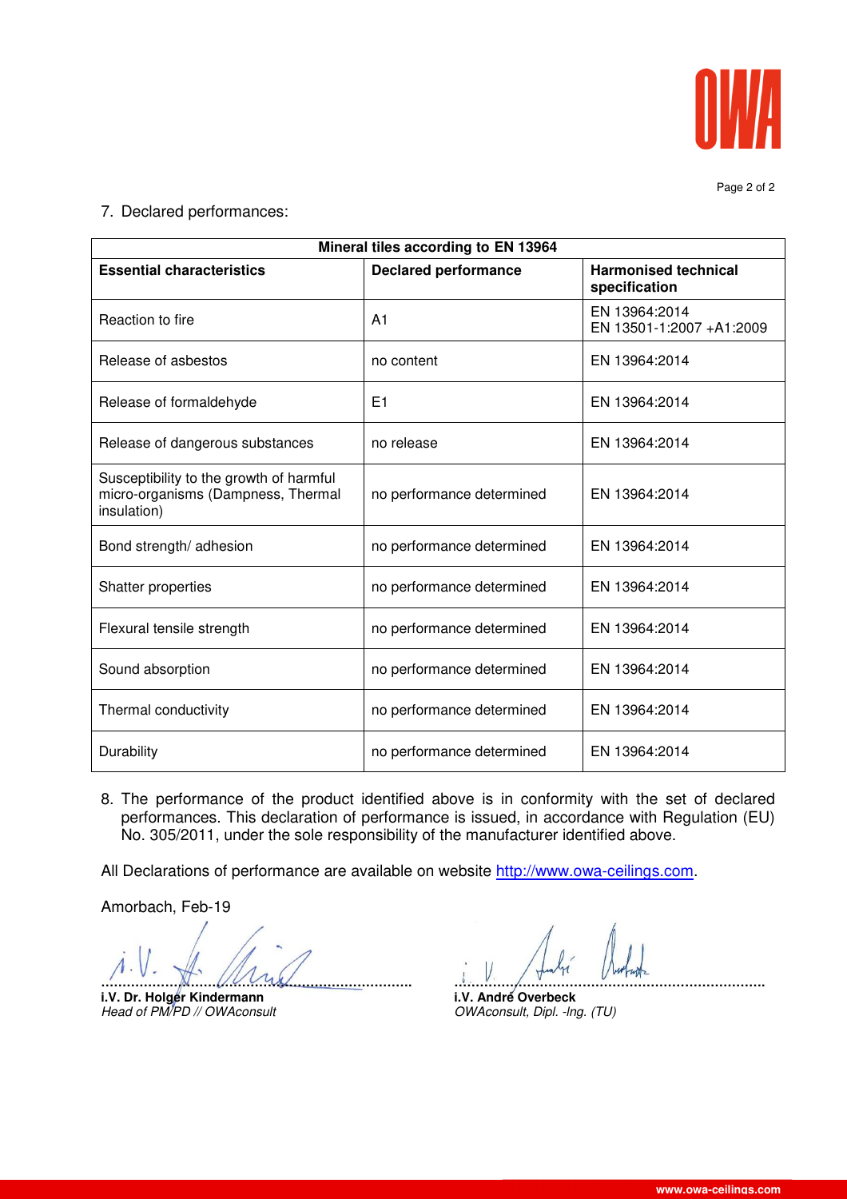7. Declared performances:

| Mineral tiles according to EN 13964 | | |
|---|---|---|
| **Essential characteristics** | **Declared performance** | **Harmonised technical specification** |
| Reaction to fire | A1 | EN 13964:2014<br>EN 13501-1:2007 +A1:2009 |
| Release of asbestos | no content | EN 13964:2014 |
| Release of formaldehyde | E1 | EN 13964:2014 |
| Release of dangerous substances | no release | EN 13964:2014 |
| Susceptibility to the growth of harmful micro-organisms (Dampness, Thermal insulation) | no performance determined | EN 13964:2014 |
| Bond strength/ adhesion | no performance determined | EN 13964:2014 |
| Shatter properties | no performance determined | EN 13964:2014 |
| Flexural tensile strength | no performance determined | EN 13964:2014 |
| Sound absorption | no performance determined | EN 13964:2014 |
| Thermal conductivity | no performance determined | EN 13964:2014 |
| Durability | no performance determined | EN 13964:2014 |

8. The performance of the product identified above is in conformity with the set of declared performances. This declaration of performance is issued, in accordance with Regulation (EU) No. 305/2011, under the sole responsibility of the manufacturer identified above.

All Declarations of performance are available on website http://www.owa-ceilings.com.

Amorbach, Feb-19

**i.V. Dr. Holger Kindermann**
*Head of PM/PD // OWAconsult*

**i.V. André Overbeck**
*OWAconsult, Dipl. -Ing. (TU)*